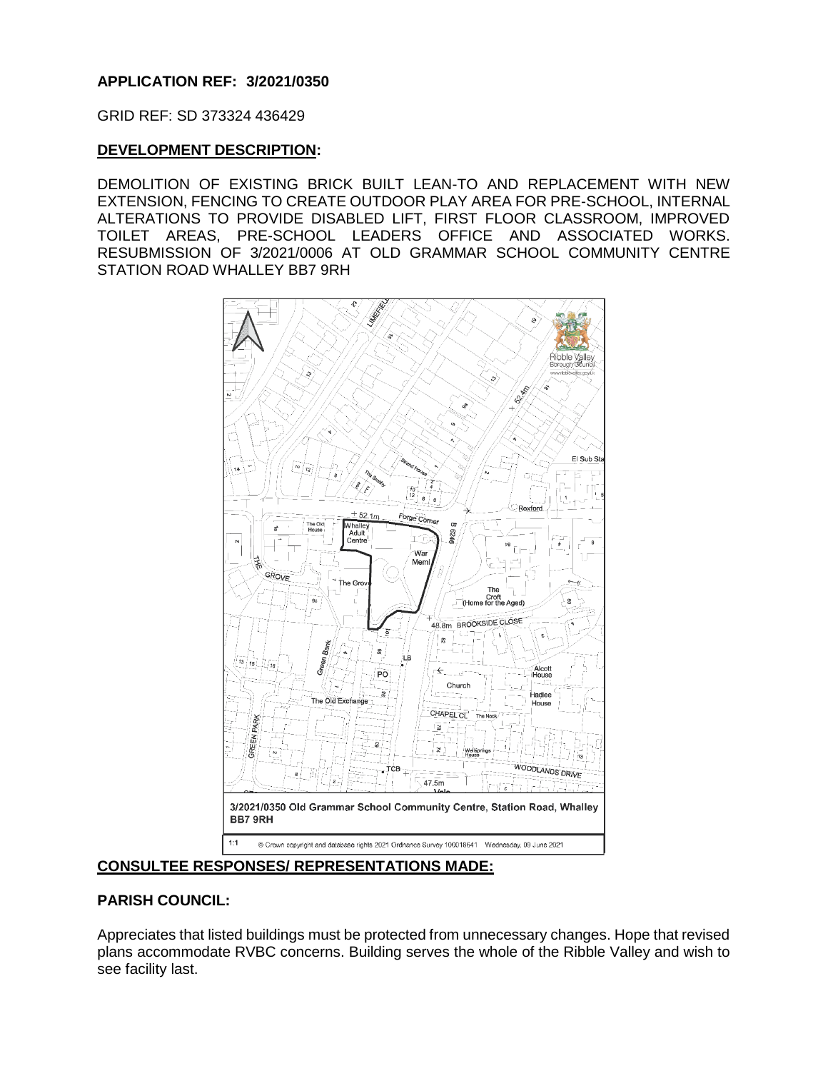**APPLICATION REF: 3/2021/0350**

GRID REF: SD 373324 436429

**DEVELOPMENT DESCRIPTION:**

DEMOLITION OF EXISTING BRICK BUILT LEAN-TO AND REPLACEMENT WITH NEW EXTENSION, FENCING TO CREATE OUTDOOR PLAY AREA FOR PRE-SCHOOL, INTERNAL ALTERATIONS TO PROVIDE DISABLED LIFT, FIRST FLOOR CLASSROOM, IMPROVED TOILET AREAS, PRE-SCHOOL LEADERS OFFICE AND ASSOCIATED WORKS. RESUBMISSION OF 3/2021/0006 AT OLD GRAMMAR SCHOOL COMMUNITY CENTRE STATION ROAD WHALLEY BB7 9RH

3/2021/0350 Old Grammar School Community Centre, Station Road, Whalley BB7 9RH

1:1 © Crown copyright and database rights 2021 Ordnance Survey 100018641 Wednesday, 09 June 2021

**CONSULTEE RESPONSES/ REPRESENTATIONS MADE:**

**PARISH COUNCIL:**

Appreciates that listed buildings must be protected from unnecessary changes. Hope that revised plans accommodate RVBC concerns. Building serves the whole of the Ribble Valley and wish to see facility last.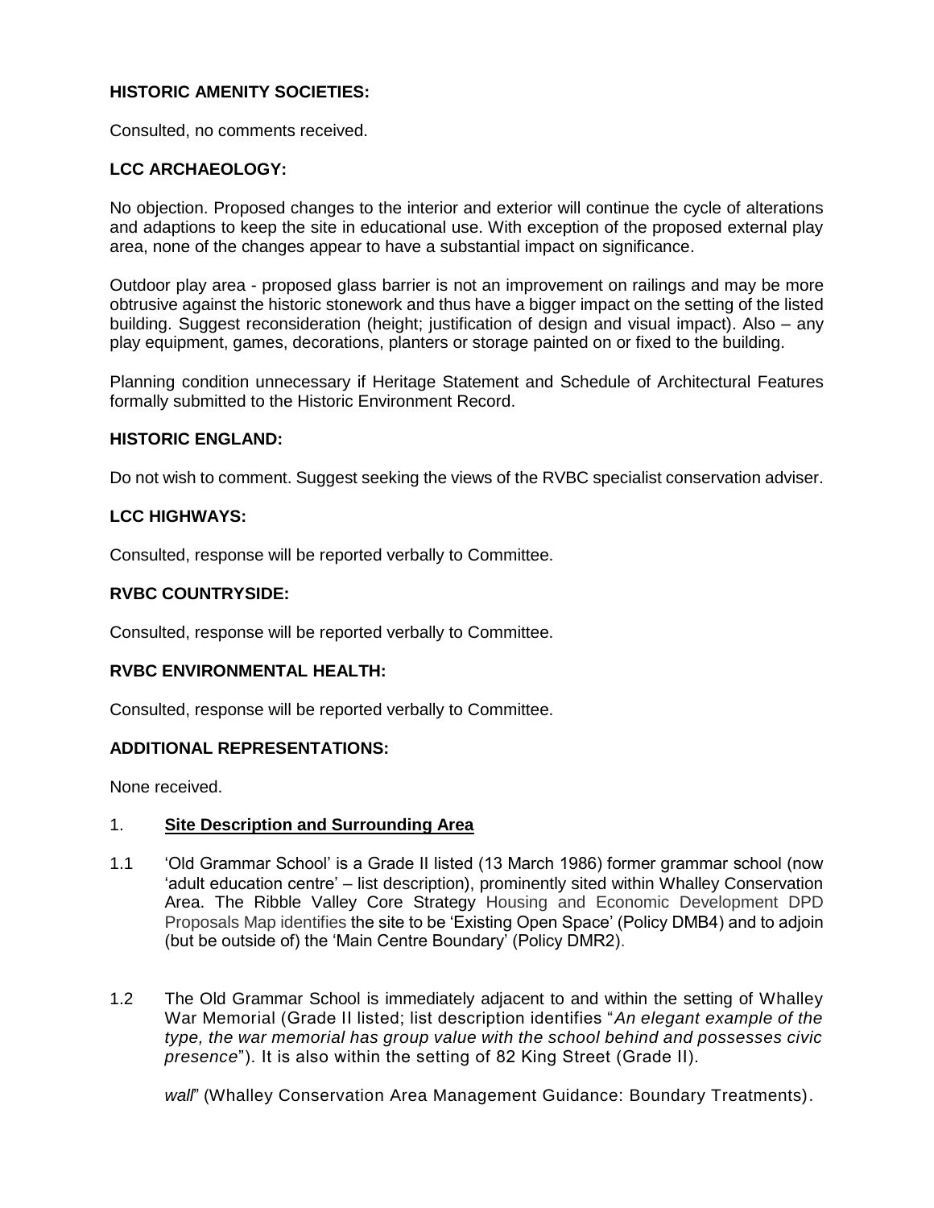**HISTORIC AMENITY SOCIETIES:**

Consulted, no comments received.

**LCC ARCHAEOLOGY:**

No objection. Proposed changes to the interior and exterior will continue the cycle of alterations and adaptions to keep the site in educational use. With exception of the proposed external play area, none of the changes appear to have a substantial impact on significance.

Outdoor play area - proposed glass barrier is not an improvement on railings and may be more obtrusive against the historic stonework and thus have a bigger impact on the setting of the listed building. Suggest reconsideration (height; justification of design and visual impact). Also – any play equipment, games, decorations, planters or storage painted on or fixed to the building.

Planning condition unnecessary if Heritage Statement and Schedule of Architectural Features formally submitted to the Historic Environment Record.

**HISTORIC ENGLAND:**

Do not wish to comment. Suggest seeking the views of the RVBC specialist conservation adviser.

**LCC HIGHWAYS:**

Consulted, response will be reported verbally to Committee.

**RVBC COUNTRYSIDE:**

Consulted, response will be reported verbally to Committee.

**RVBC ENVIRONMENTAL HEALTH:**

Consulted, response will be reported verbally to Committee.

**ADDITIONAL REPRESENTATIONS:**

None received.

1. **Site Description and Surrounding Area**

1.1 'Old Grammar School' is a Grade II listed (13 March 1986) former grammar school (now 'adult education centre' – list description), prominently sited within Whalley Conservation Area. The Ribble Valley Core Strategy Housing and Economic Development DPD Proposals Map identifies the site to be 'Existing Open Space' (Policy DMB4) and to adjoin (but be outside of) the 'Main Centre Boundary' (Policy DMR2).

1.2 The Old Grammar School is immediately adjacent to and within the setting of Whalley War Memorial (Grade II listed; list description identifies "*An elegant example of the type, the war memorial has group value with the school behind and possesses civic presence*"). It is also within the setting of 82 King Street (Grade II).

*wall*" (Whalley Conservation Area Management Guidance: Boundary Treatments).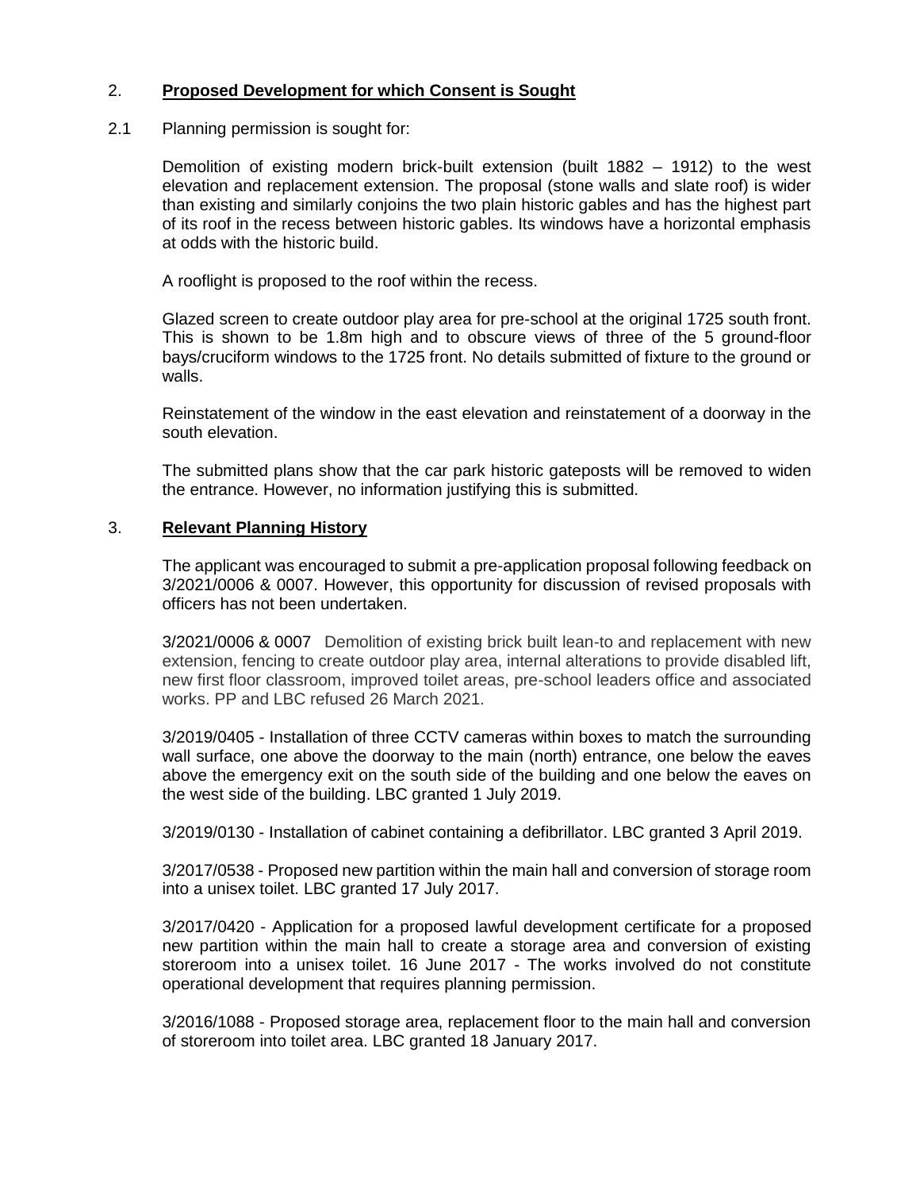## 2. **Proposed Development for which Consent is Sought**

2.1 Planning permission is sought for:

Demolition of existing modern brick-built extension (built 1882 – 1912) to the west elevation and replacement extension. The proposal (stone walls and slate roof) is wider than existing and similarly conjoins the two plain historic gables and has the highest part of its roof in the recess between historic gables. Its windows have a horizontal emphasis at odds with the historic build.

A rooflight is proposed to the roof within the recess.

Glazed screen to create outdoor play area for pre-school at the original 1725 south front. This is shown to be 1.8m high and to obscure views of three of the 5 ground-floor bays/cruciform windows to the 1725 front. No details submitted of fixture to the ground or walls.

Reinstatement of the window in the east elevation and reinstatement of a doorway in the south elevation.

The submitted plans show that the car park historic gateposts will be removed to widen the entrance. However, no information justifying this is submitted.

## 3. **Relevant Planning History**

The applicant was encouraged to submit a pre-application proposal following feedback on 3/2021/0006 & 0007. However, this opportunity for discussion of revised proposals with officers has not been undertaken.

3/2021/0006 & 0007 Demolition of existing brick built lean-to and replacement with new extension, fencing to create outdoor play area, internal alterations to provide disabled lift, new first floor classroom, improved toilet areas, pre-school leaders office and associated works. PP and LBC refused 26 March 2021.

3/2019/0405 - Installation of three CCTV cameras within boxes to match the surrounding wall surface, one above the doorway to the main (north) entrance, one below the eaves above the emergency exit on the south side of the building and one below the eaves on the west side of the building. LBC granted 1 July 2019.

3/2019/0130 - Installation of cabinet containing a defibrillator. LBC granted 3 April 2019.

3/2017/0538 - Proposed new partition within the main hall and conversion of storage room into a unisex toilet. LBC granted 17 July 2017.

3/2017/0420 - Application for a proposed lawful development certificate for a proposed new partition within the main hall to create a storage area and conversion of existing storeroom into a unisex toilet. 16 June 2017 - The works involved do not constitute operational development that requires planning permission.

3/2016/1088 - Proposed storage area, replacement floor to the main hall and conversion of storeroom into toilet area. LBC granted 18 January 2017.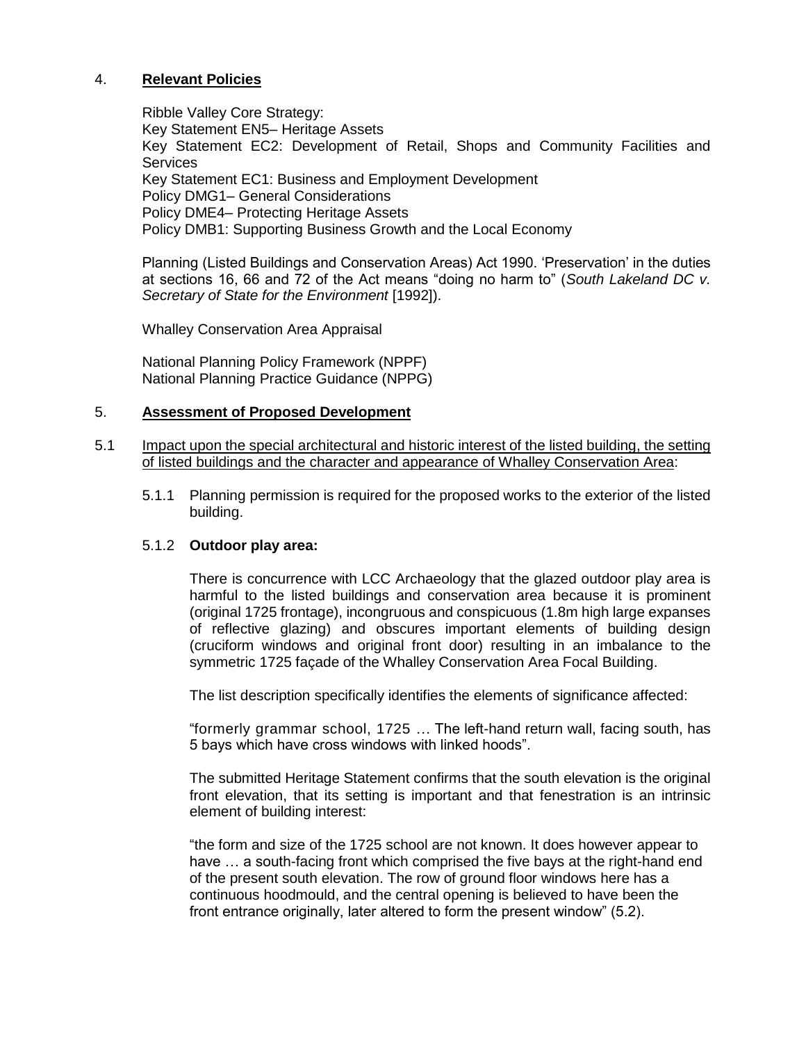## 4. **Relevant Policies**

Ribble Valley Core Strategy:
Key Statement EN5– Heritage Assets
Key Statement EC2: Development of Retail, Shops and Community Facilities and Services
Key Statement EC1: Business and Employment Development
Policy DMG1– General Considerations
Policy DME4– Protecting Heritage Assets
Policy DMB1: Supporting Business Growth and the Local Economy

Planning (Listed Buildings and Conservation Areas) Act 1990. 'Preservation' in the duties at sections 16, 66 and 72 of the Act means "doing no harm to" (*South Lakeland DC v. Secretary of State for the Environment* [1992]).

Whalley Conservation Area Appraisal

National Planning Policy Framework (NPPF)
National Planning Practice Guidance (NPPG)

## 5. **Assessment of Proposed Development**

5.1 Impact upon the special architectural and historic interest of the listed building, the setting of listed buildings and the character and appearance of Whalley Conservation Area:

5.1.1 Planning permission is required for the proposed works to the exterior of the listed building.

5.1.2 **Outdoor play area:**

There is concurrence with LCC Archaeology that the glazed outdoor play area is harmful to the listed buildings and conservation area because it is prominent (original 1725 frontage), incongruous and conspicuous (1.8m high large expanses of reflective glazing) and obscures important elements of building design (cruciform windows and original front door) resulting in an imbalance to the symmetric 1725 façade of the Whalley Conservation Area Focal Building.

The list description specifically identifies the elements of significance affected:

"formerly grammar school, 1725 … The left-hand return wall, facing south, has 5 bays which have cross windows with linked hoods".

The submitted Heritage Statement confirms that the south elevation is the original front elevation, that its setting is important and that fenestration is an intrinsic element of building interest:

"the form and size of the 1725 school are not known. It does however appear to have … a south-facing front which comprised the five bays at the right-hand end of the present south elevation. The row of ground floor windows here has a continuous hoodmould, and the central opening is believed to have been the front entrance originally, later altered to form the present window" (5.2).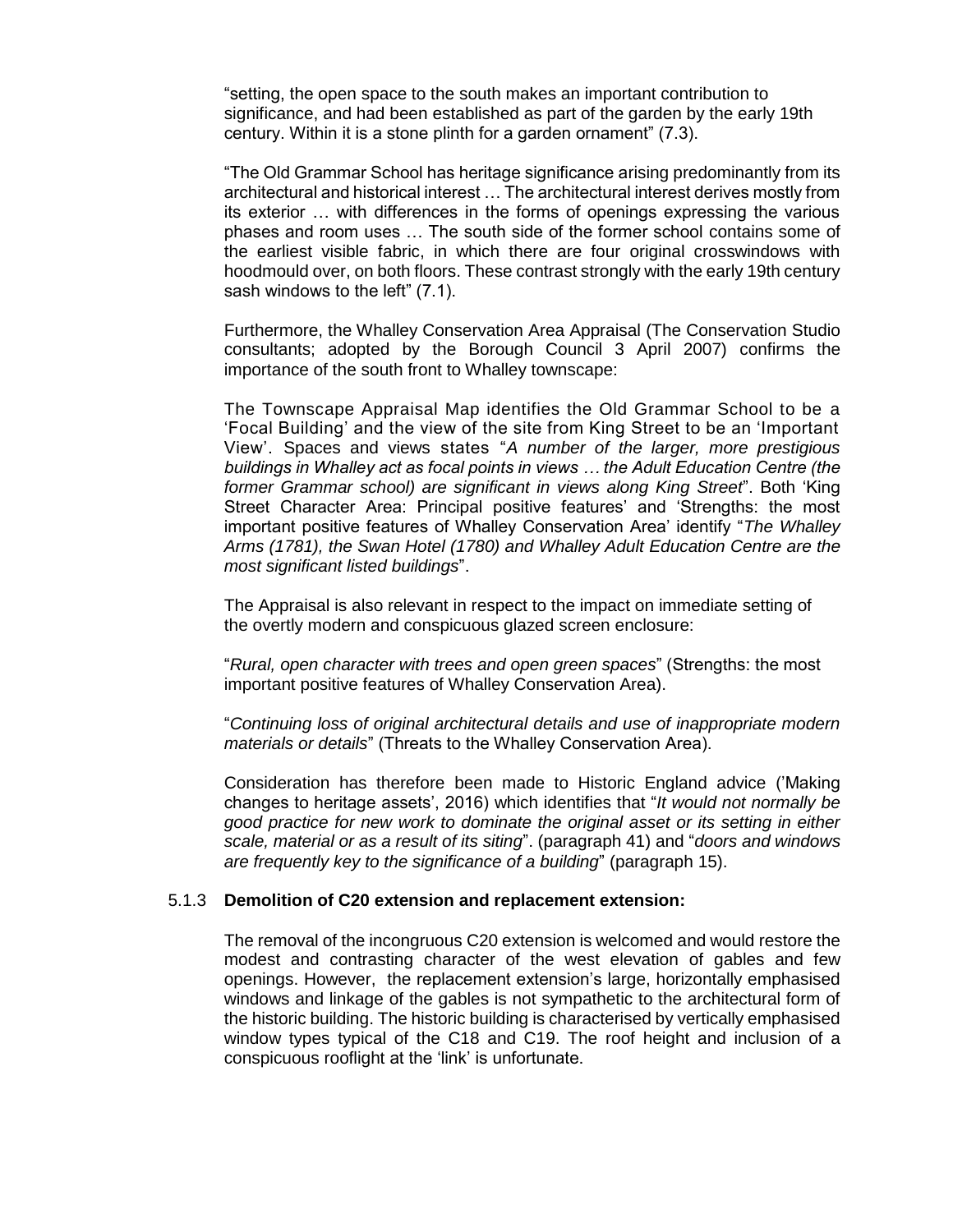"setting, the open space to the south makes an important contribution to significance, and had been established as part of the garden by the early 19th century. Within it is a stone plinth for a garden ornament" (7.3).

"The Old Grammar School has heritage significance arising predominantly from its architectural and historical interest … The architectural interest derives mostly from its exterior … with differences in the forms of openings expressing the various phases and room uses … The south side of the former school contains some of the earliest visible fabric, in which there are four original crosswindows with hoodmould over, on both floors. These contrast strongly with the early 19th century sash windows to the left" (7.1).

Furthermore, the Whalley Conservation Area Appraisal (The Conservation Studio consultants; adopted by the Borough Council 3 April 2007) confirms the importance of the south front to Whalley townscape:

The Townscape Appraisal Map identifies the Old Grammar School to be a 'Focal Building' and the view of the site from King Street to be an 'Important View'. Spaces and views states "*A number of the larger, more prestigious buildings in Whalley act as focal points in views … the Adult Education Centre (the former Grammar school) are significant in views along King Street*". Both 'King Street Character Area: Principal positive features' and 'Strengths: the most important positive features of Whalley Conservation Area' identify "*The Whalley Arms (1781), the Swan Hotel (1780) and Whalley Adult Education Centre are the most significant listed buildings*".

The Appraisal is also relevant in respect to the impact on immediate setting of the overtly modern and conspicuous glazed screen enclosure:

"*Rural, open character with trees and open green spaces*" (Strengths: the most important positive features of Whalley Conservation Area).

"*Continuing loss of original architectural details and use of inappropriate modern materials or details*" (Threats to the Whalley Conservation Area).

Consideration has therefore been made to Historic England advice ('Making changes to heritage assets', 2016) which identifies that "*It would not normally be good practice for new work to dominate the original asset or its setting in either scale, material or as a result of its siting*". (paragraph 41) and "*doors and windows are frequently key to the significance of a building*" (paragraph 15).

5.1.3 **Demolition of C20 extension and replacement extension:**

The removal of the incongruous C20 extension is welcomed and would restore the modest and contrasting character of the west elevation of gables and few openings. However, the replacement extension's large, horizontally emphasised windows and linkage of the gables is not sympathetic to the architectural form of the historic building. The historic building is characterised by vertically emphasised window types typical of the C18 and C19. The roof height and inclusion of a conspicuous rooflight at the 'link' is unfortunate.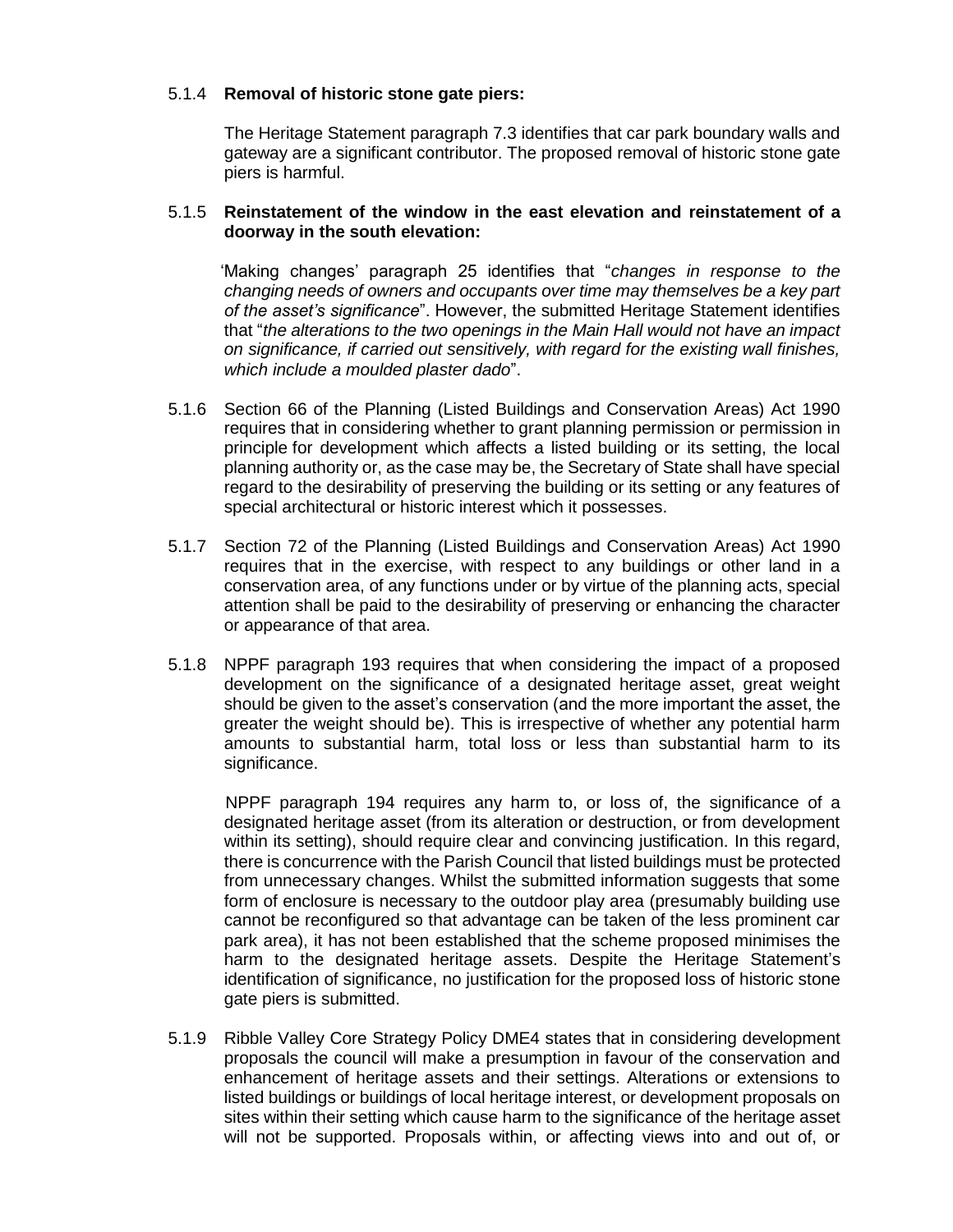5.1.4 **Removal of historic stone gate piers:**

The Heritage Statement paragraph 7.3 identifies that car park boundary walls and gateway are a significant contributor. The proposed removal of historic stone gate piers is harmful.

5.1.5 **Reinstatement of the window in the east elevation and reinstatement of a doorway in the south elevation:**

'Making changes' paragraph 25 identifies that "*changes in response to the changing needs of owners and occupants over time may themselves be a key part of the asset's significance*". However, the submitted Heritage Statement identifies that "*the alterations to the two openings in the Main Hall would not have an impact on significance, if carried out sensitively, with regard for the existing wall finishes, which include a moulded plaster dado*".

5.1.6 Section 66 of the Planning (Listed Buildings and Conservation Areas) Act 1990 requires that in considering whether to grant planning permission or permission in principle for development which affects a listed building or its setting, the local planning authority or, as the case may be, the Secretary of State shall have special regard to the desirability of preserving the building or its setting or any features of special architectural or historic interest which it possesses.

5.1.7 Section 72 of the Planning (Listed Buildings and Conservation Areas) Act 1990 requires that in the exercise, with respect to any buildings or other land in a conservation area, of any functions under or by virtue of the planning acts, special attention shall be paid to the desirability of preserving or enhancing the character or appearance of that area.

5.1.8 NPPF paragraph 193 requires that when considering the impact of a proposed development on the significance of a designated heritage asset, great weight should be given to the asset's conservation (and the more important the asset, the greater the weight should be). This is irrespective of whether any potential harm amounts to substantial harm, total loss or less than substantial harm to its significance.

NPPF paragraph 194 requires any harm to, or loss of, the significance of a designated heritage asset (from its alteration or destruction, or from development within its setting), should require clear and convincing justification. In this regard, there is concurrence with the Parish Council that listed buildings must be protected from unnecessary changes. Whilst the submitted information suggests that some form of enclosure is necessary to the outdoor play area (presumably building use cannot be reconfigured so that advantage can be taken of the less prominent car park area), it has not been established that the scheme proposed minimises the harm to the designated heritage assets. Despite the Heritage Statement's identification of significance, no justification for the proposed loss of historic stone gate piers is submitted.

5.1.9 Ribble Valley Core Strategy Policy DME4 states that in considering development proposals the council will make a presumption in favour of the conservation and enhancement of heritage assets and their settings. Alterations or extensions to listed buildings or buildings of local heritage interest, or development proposals on sites within their setting which cause harm to the significance of the heritage asset will not be supported. Proposals within, or affecting views into and out of, or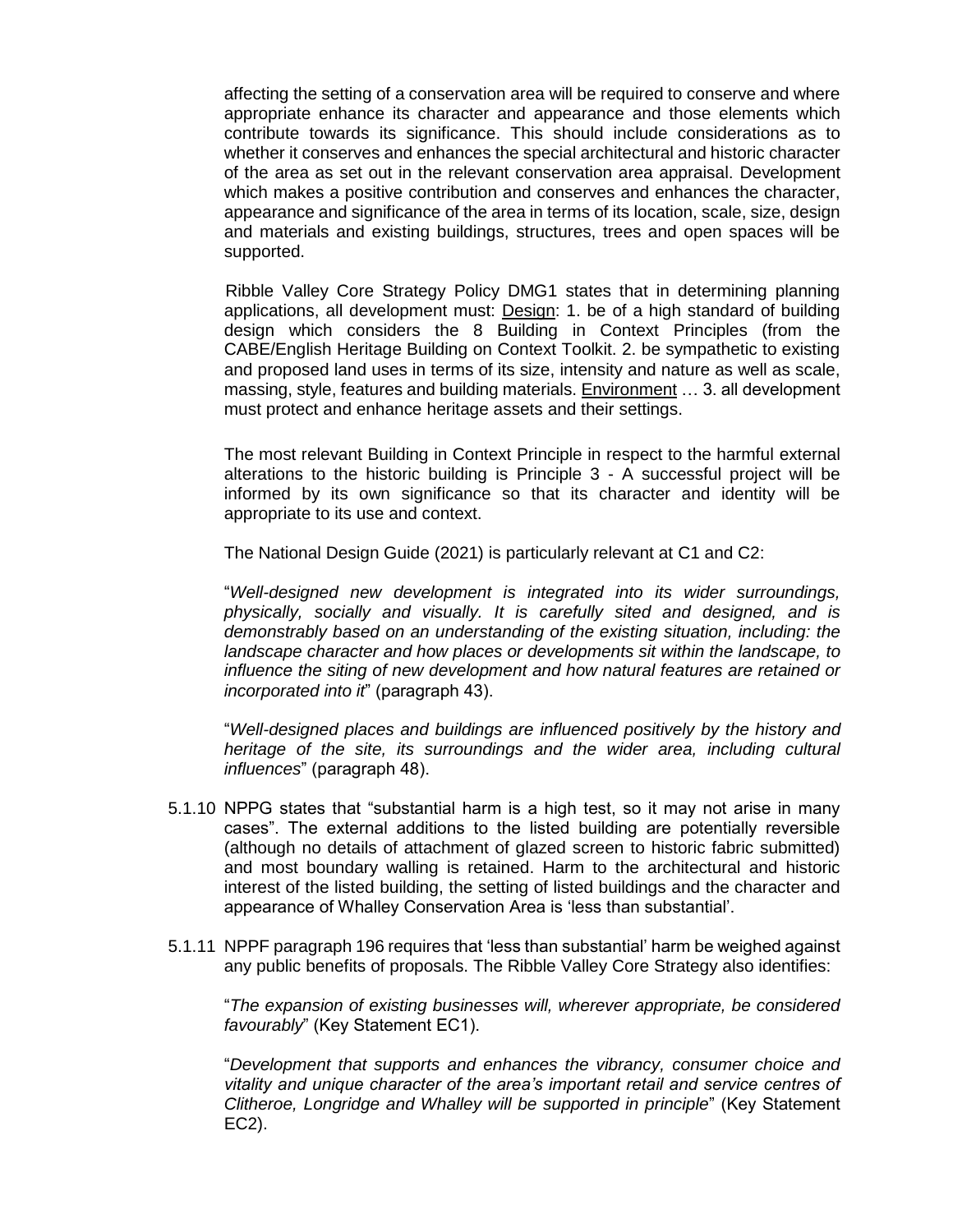affecting the setting of a conservation area will be required to conserve and where appropriate enhance its character and appearance and those elements which contribute towards its significance. This should include considerations as to whether it conserves and enhances the special architectural and historic character of the area as set out in the relevant conservation area appraisal. Development which makes a positive contribution and conserves and enhances the character, appearance and significance of the area in terms of its location, scale, size, design and materials and existing buildings, structures, trees and open spaces will be supported.

Ribble Valley Core Strategy Policy DMG1 states that in determining planning applications, all development must: Design: 1. be of a high standard of building design which considers the 8 Building in Context Principles (from the CABE/English Heritage Building on Context Toolkit. 2. be sympathetic to existing and proposed land uses in terms of its size, intensity and nature as well as scale, massing, style, features and building materials. Environment … 3. all development must protect and enhance heritage assets and their settings.

The most relevant Building in Context Principle in respect to the harmful external alterations to the historic building is Principle 3 - A successful project will be informed by its own significance so that its character and identity will be appropriate to its use and context.

The National Design Guide (2021) is particularly relevant at C1 and C2:

"*Well-designed new development is integrated into its wider surroundings, physically, socially and visually. It is carefully sited and designed, and is demonstrably based on an understanding of the existing situation, including: the landscape character and how places or developments sit within the landscape, to influence the siting of new development and how natural features are retained or incorporated into it*" (paragraph 43).

"*Well-designed places and buildings are influenced positively by the history and heritage of the site, its surroundings and the wider area, including cultural influences*" (paragraph 48).

5.1.10 NPPG states that "substantial harm is a high test, so it may not arise in many cases". The external additions to the listed building are potentially reversible (although no details of attachment of glazed screen to historic fabric submitted) and most boundary walling is retained. Harm to the architectural and historic interest of the listed building, the setting of listed buildings and the character and appearance of Whalley Conservation Area is 'less than substantial'.

5.1.11 NPPF paragraph 196 requires that 'less than substantial' harm be weighed against any public benefits of proposals. The Ribble Valley Core Strategy also identifies:

"*The expansion of existing businesses will, wherever appropriate, be considered favourably*" (Key Statement EC1).

"*Development that supports and enhances the vibrancy, consumer choice and vitality and unique character of the area's important retail and service centres of Clitheroe, Longridge and Whalley will be supported in principle*" (Key Statement EC2).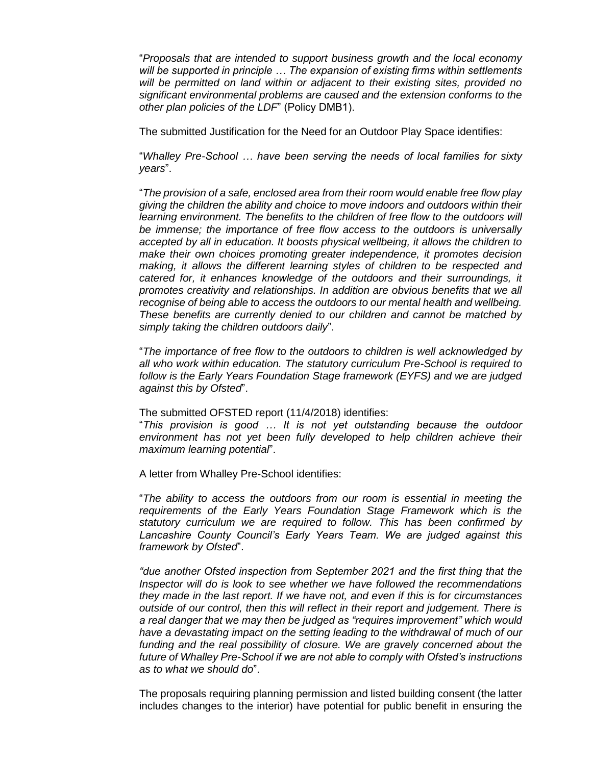"*Proposals that are intended to support business growth and the local economy will be supported in principle … The expansion of existing firms within settlements will be permitted on land within or adjacent to their existing sites, provided no significant environmental problems are caused and the extension conforms to the other plan policies of the LDF*" (Policy DMB1).

The submitted Justification for the Need for an Outdoor Play Space identifies:

"*Whalley Pre-School … have been serving the needs of local families for sixty years*".

"*The provision of a safe, enclosed area from their room would enable free flow play giving the children the ability and choice to move indoors and outdoors within their learning environment. The benefits to the children of free flow to the outdoors will be immense; the importance of free flow access to the outdoors is universally accepted by all in education. It boosts physical wellbeing, it allows the children to make their own choices promoting greater independence, it promotes decision making, it allows the different learning styles of children to be respected and catered for, it enhances knowledge of the outdoors and their surroundings, it promotes creativity and relationships. In addition are obvious benefits that we all recognise of being able to access the outdoors to our mental health and wellbeing. These benefits are currently denied to our children and cannot be matched by simply taking the children outdoors daily*".

"*The importance of free flow to the outdoors to children is well acknowledged by all who work within education. The statutory curriculum Pre-School is required to follow is the Early Years Foundation Stage framework (EYFS) and we are judged against this by Ofsted*".

The submitted OFSTED report (11/4/2018) identifies:
"*This provision is good … It is not yet outstanding because the outdoor environment has not yet been fully developed to help children achieve their maximum learning potential*".

A letter from Whalley Pre-School identifies:

"*The ability to access the outdoors from our room is essential in meeting the requirements of the Early Years Foundation Stage Framework which is the statutory curriculum we are required to follow. This has been confirmed by Lancashire County Council's Early Years Team. We are judged against this framework by Ofsted*".

*"due another Ofsted inspection from September 2021 and the first thing that the Inspector will do is look to see whether we have followed the recommendations they made in the last report. If we have not, and even if this is for circumstances outside of our control, then this will reflect in their report and judgement. There is a real danger that we may then be judged as "requires improvement" which would have a devastating impact on the setting leading to the withdrawal of much of our funding and the real possibility of closure. We are gravely concerned about the future of Whalley Pre-School if we are not able to comply with Ofsted's instructions as to what we should do*".

The proposals requiring planning permission and listed building consent (the latter includes changes to the interior) have potential for public benefit in ensuring the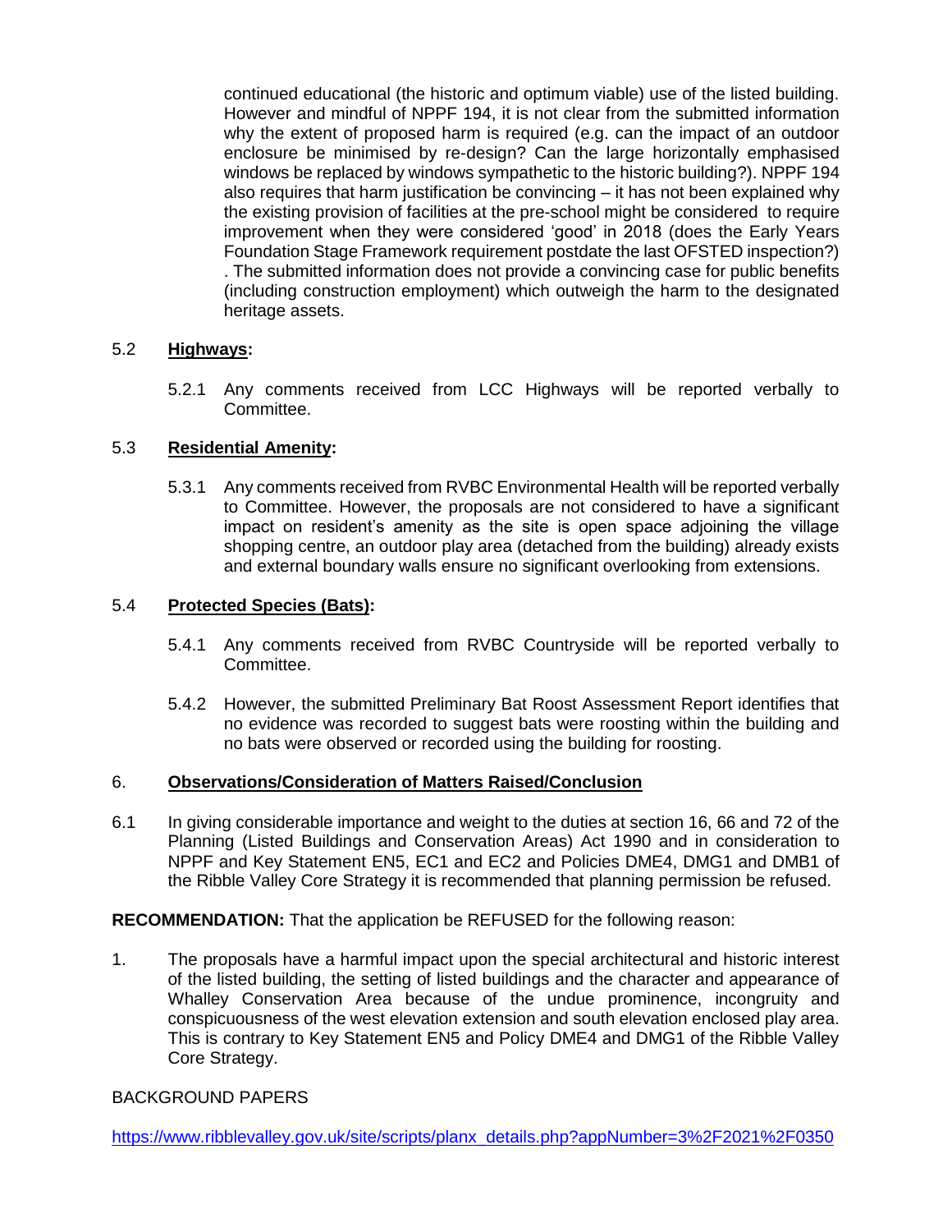continued educational (the historic and optimum viable) use of the listed building. However and mindful of NPPF 194, it is not clear from the submitted information why the extent of proposed harm is required (e.g. can the impact of an outdoor enclosure be minimised by re-design? Can the large horizontally emphasised windows be replaced by windows sympathetic to the historic building?). NPPF 194 also requires that harm justification be convincing – it has not been explained why the existing provision of facilities at the pre-school might be considered to require improvement when they were considered 'good' in 2018 (does the Early Years Foundation Stage Framework requirement postdate the last OFSTED inspection?) . The submitted information does not provide a convincing case for public benefits (including construction employment) which outweigh the harm to the designated heritage assets.

5.2 **Highways:**

5.2.1 Any comments received from LCC Highways will be reported verbally to Committee.

5.3 **Residential Amenity:**

5.3.1 Any comments received from RVBC Environmental Health will be reported verbally to Committee. However, the proposals are not considered to have a significant impact on resident's amenity as the site is open space adjoining the village shopping centre, an outdoor play area (detached from the building) already exists and external boundary walls ensure no significant overlooking from extensions.

5.4 **Protected Species (Bats):**

5.4.1 Any comments received from RVBC Countryside will be reported verbally to Committee.

5.4.2 However, the submitted Preliminary Bat Roost Assessment Report identifies that no evidence was recorded to suggest bats were roosting within the building and no bats were observed or recorded using the building for roosting.

## 6. Observations/Consideration of Matters Raised/Conclusion

6.1 In giving considerable importance and weight to the duties at section 16, 66 and 72 of the Planning (Listed Buildings and Conservation Areas) Act 1990 and in consideration to NPPF and Key Statement EN5, EC1 and EC2 and Policies DME4, DMG1 and DMB1 of the Ribble Valley Core Strategy it is recommended that planning permission be refused.

**RECOMMENDATION:** That the application be REFUSED for the following reason:

1. The proposals have a harmful impact upon the special architectural and historic interest of the listed building, the setting of listed buildings and the character and appearance of Whalley Conservation Area because of the undue prominence, incongruity and conspicuousness of the west elevation extension and south elevation enclosed play area. This is contrary to Key Statement EN5 and Policy DME4 and DMG1 of the Ribble Valley Core Strategy.

BACKGROUND PAPERS

https://www.ribblevalley.gov.uk/site/scripts/planx_details.php?appNumber=3%2F2021%2F0350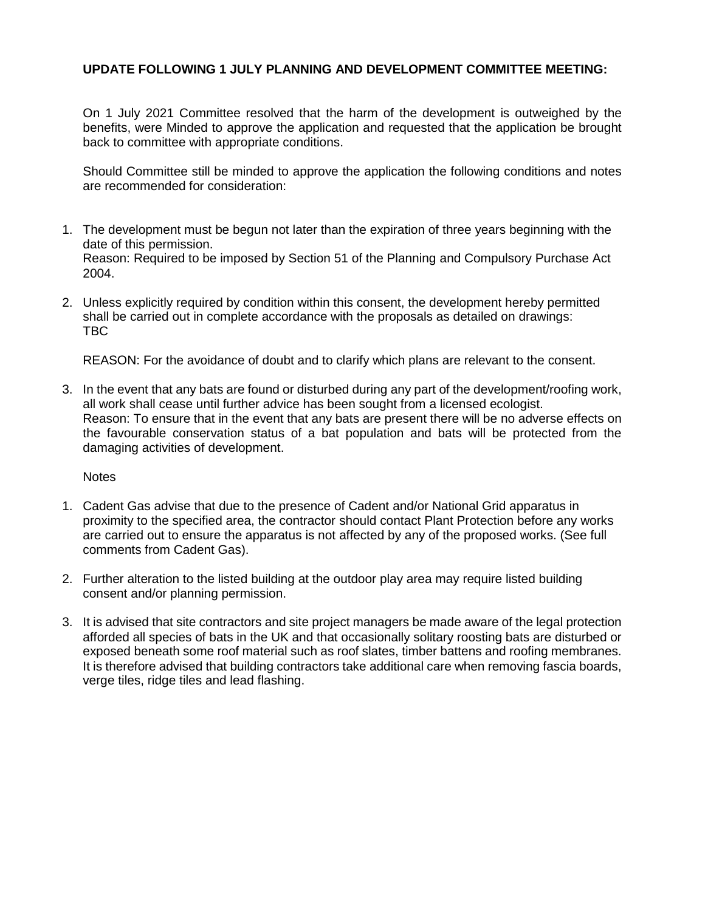**UPDATE FOLLOWING 1 JULY PLANNING AND DEVELOPMENT COMMITTEE MEETING:**

On 1 July 2021 Committee resolved that the harm of the development is outweighed by the benefits, were Minded to approve the application and requested that the application be brought back to committee with appropriate conditions.

Should Committee still be minded to approve the application the following conditions and notes are recommended for consideration:

1. The development must be begun not later than the expiration of three years beginning with the date of this permission.
   Reason: Required to be imposed by Section 51 of the Planning and Compulsory Purchase Act 2004.

2. Unless explicitly required by condition within this consent, the development hereby permitted shall be carried out in complete accordance with the proposals as detailed on drawings:
   TBC

   REASON: For the avoidance of doubt and to clarify which plans are relevant to the consent.

3. In the event that any bats are found or disturbed during any part of the development/roofing work, all work shall cease until further advice has been sought from a licensed ecologist.
   Reason: To ensure that in the event that any bats are present there will be no adverse effects on the favourable conservation status of a bat population and bats will be protected from the damaging activities of development.

Notes

1. Cadent Gas advise that due to the presence of Cadent and/or National Grid apparatus in proximity to the specified area, the contractor should contact Plant Protection before any works are carried out to ensure the apparatus is not affected by any of the proposed works. (See full comments from Cadent Gas).

2. Further alteration to the listed building at the outdoor play area may require listed building consent and/or planning permission.

3. It is advised that site contractors and site project managers be made aware of the legal protection afforded all species of bats in the UK and that occasionally solitary roosting bats are disturbed or exposed beneath some roof material such as roof slates, timber battens and roofing membranes. It is therefore advised that building contractors take additional care when removing fascia boards, verge tiles, ridge tiles and lead flashing.